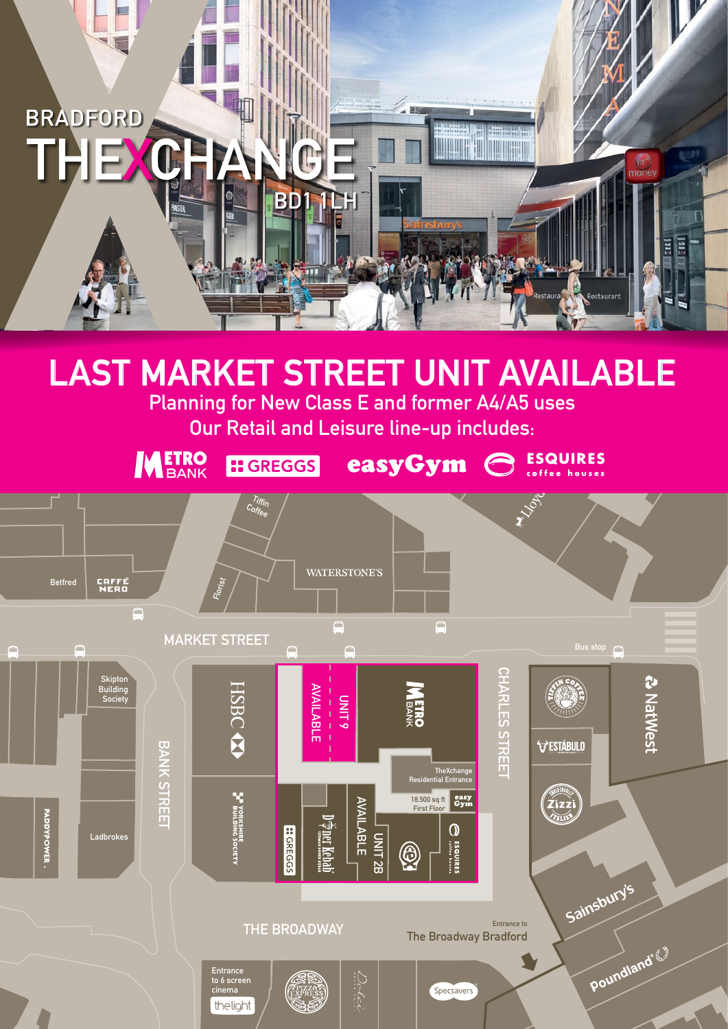# BRADFORD THEXCHANGE

BD1 1LH

## LAST MARKET STREET UNIT AVAILABLE

Planning for New Class E and former A4/A5 uses

Our Retail and Leisure line-up includes:

METRO BANK · GREGGS · easyGym · ESQUIRES coffee houses

MARKET STREET

BANK STREET

CHARLES STREET

THE BROADWAY

UNIT 9 AVAILABLE

UNIT 2B AVAILABLE

TheXchange Residential Entrance

18,500 sq ft First Floor easy Gym

Entrance to The Broadway Bradford

Entrance to 6 screen cinema thelight

Bus stop

Tiffin Coffee · Florist · WATERSTONE'S · Lloyds · Betfred · CAFFÈ NERO · Skipton Building Society · HSBC · Yorkshire Building Society · Ladbrokes · Paddy Power · Greggs · Döner Kebab · Esquires · NatWest · Estábulo · Zizzi · Sainsbury's · Poundland · Pizza Express · Specsavers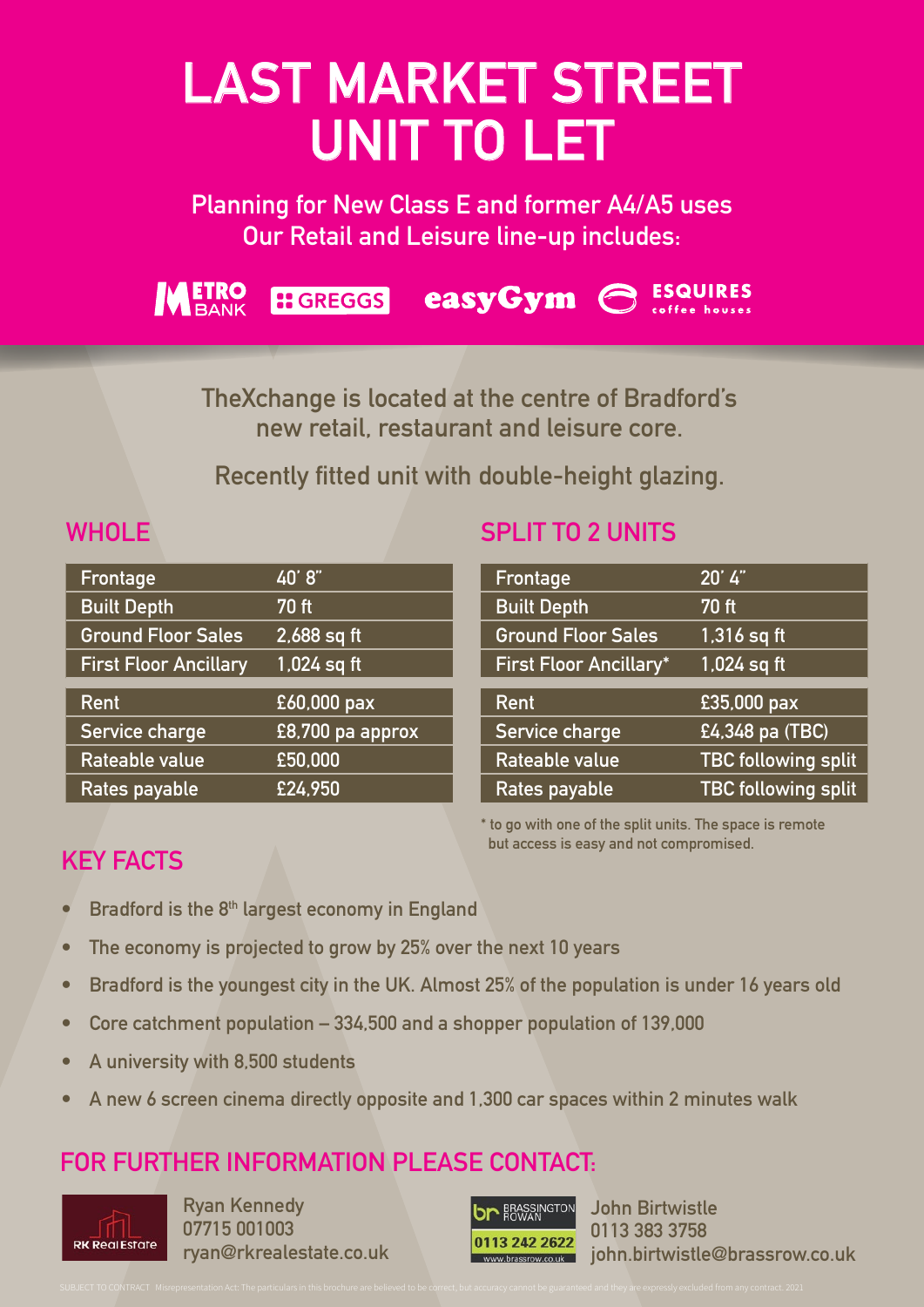# LAST MARKET STREET UNIT TO LET

Planning for New Class E and former A4/A5 uses
Our Retail and Leisure line-up includes:

METRO BANK · GREGGS · easyGym · ESQUIRES coffee houses

TheXchange is located at the centre of Bradford's new retail, restaurant and leisure core.

Recently fitted unit with double-height glazing.

## WHOLE

| | |
|---|---|
| Frontage | 40' 8" |
| Built Depth | 70 ft |
| Ground Floor Sales | 2,688 sq ft |
| First Floor Ancillary | 1,024 sq ft |
| Rent | £60,000 pax |
| Service charge | £8,700 pa approx |
| Rateable value | £50,000 |
| Rates payable | £24,950 |

## SPLIT TO 2 UNITS

| | |
|---|---|
| Frontage | 20' 4" |
| Built Depth | 70 ft |
| Ground Floor Sales | 1,316 sq ft |
| First Floor Ancillary* | 1,024 sq ft |
| Rent | £35,000 pax |
| Service charge | £4,348 pa (TBC) |
| Rateable value | TBC following split |
| Rates payable | TBC following split |

\* to go with one of the split units. The space is remote but access is easy and not compromised.

## KEY FACTS

- Bradford is the 8th largest economy in England
- The economy is projected to grow by 25% over the next 10 years
- Bradford is the youngest city in the UK. Almost 25% of the population is under 16 years old
- Core catchment population – 334,500 and a shopper population of 139,000
- A university with 8,500 students
- A new 6 screen cinema directly opposite and 1,300 car spaces within 2 minutes walk

## FOR FURTHER INFORMATION PLEASE CONTACT:

RK Real Estate
Ryan Kennedy
07715 001003
ryan@rkrealestate.co.uk

Brassington Rowan
0113 242 2622
www.brassrow.co.uk
John Birtwistle
0113 383 3758
john.birtwistle@brassrow.co.uk

SUBJECT TO CONTRACT. Misrepresentation Act: The particulars in this brochure are believed to be correct, but accuracy cannot be guaranteed and they are expressly excluded from any contract. 2021